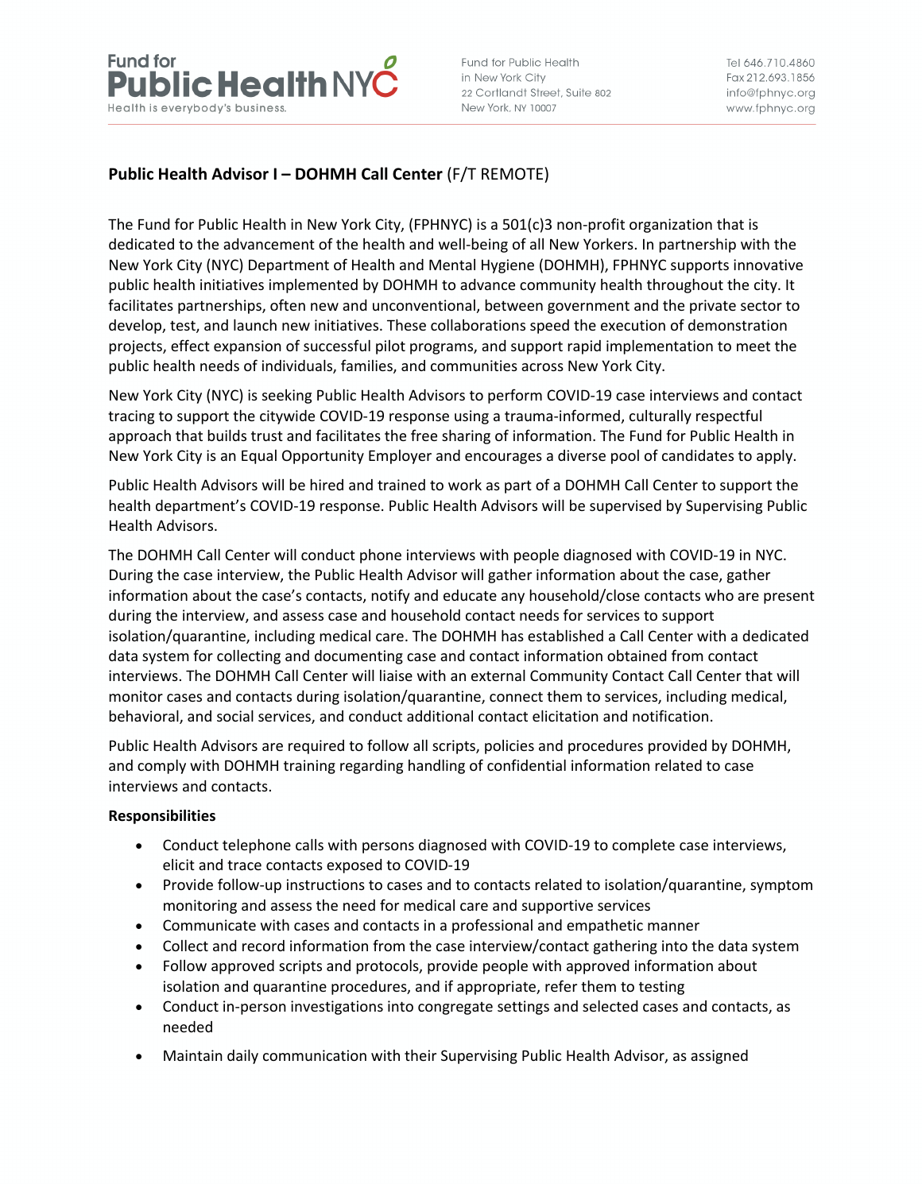Fund for Public Health NYC
Health is everybody's business.

Fund for Public Health in New York City
22 Cortlandt Street, Suite 802
New York, NY 10007

Tel 646.710.4860
Fax 212.693.1856
info@fphnyc.org
www.fphnyc.org

## **Public Health Advisor I – DOHMH Call Center** (F/T REMOTE)

The Fund for Public Health in New York City, (FPHNYC) is a 501(c)3 non-profit organization that is dedicated to the advancement of the health and well-being of all New Yorkers. In partnership with the New York City (NYC) Department of Health and Mental Hygiene (DOHMH), FPHNYC supports innovative public health initiatives implemented by DOHMH to advance community health throughout the city. It facilitates partnerships, often new and unconventional, between government and the private sector to develop, test, and launch new initiatives. These collaborations speed the execution of demonstration projects, effect expansion of successful pilot programs, and support rapid implementation to meet the public health needs of individuals, families, and communities across New York City.

New York City (NYC) is seeking Public Health Advisors to perform COVID-19 case interviews and contact tracing to support the citywide COVID-19 response using a trauma-informed, culturally respectful approach that builds trust and facilitates the free sharing of information. The Fund for Public Health in New York City is an Equal Opportunity Employer and encourages a diverse pool of candidates to apply.

Public Health Advisors will be hired and trained to work as part of a DOHMH Call Center to support the health department's COVID-19 response. Public Health Advisors will be supervised by Supervising Public Health Advisors.

The DOHMH Call Center will conduct phone interviews with people diagnosed with COVID-19 in NYC. During the case interview, the Public Health Advisor will gather information about the case, gather information about the case's contacts, notify and educate any household/close contacts who are present during the interview, and assess case and household contact needs for services to support isolation/quarantine, including medical care. The DOHMH has established a Call Center with a dedicated data system for collecting and documenting case and contact information obtained from contact interviews. The DOHMH Call Center will liaise with an external Community Contact Call Center that will monitor cases and contacts during isolation/quarantine, connect them to services, including medical, behavioral, and social services, and conduct additional contact elicitation and notification.

Public Health Advisors are required to follow all scripts, policies and procedures provided by DOHMH, and comply with DOHMH training regarding handling of confidential information related to case interviews and contacts.

**Responsibilities**

- Conduct telephone calls with persons diagnosed with COVID-19 to complete case interviews, elicit and trace contacts exposed to COVID-19
- Provide follow-up instructions to cases and to contacts related to isolation/quarantine, symptom monitoring and assess the need for medical care and supportive services
- Communicate with cases and contacts in a professional and empathetic manner
- Collect and record information from the case interview/contact gathering into the data system
- Follow approved scripts and protocols, provide people with approved information about isolation and quarantine procedures, and if appropriate, refer them to testing
- Conduct in-person investigations into congregate settings and selected cases and contacts, as needed
- Maintain daily communication with their Supervising Public Health Advisor, as assigned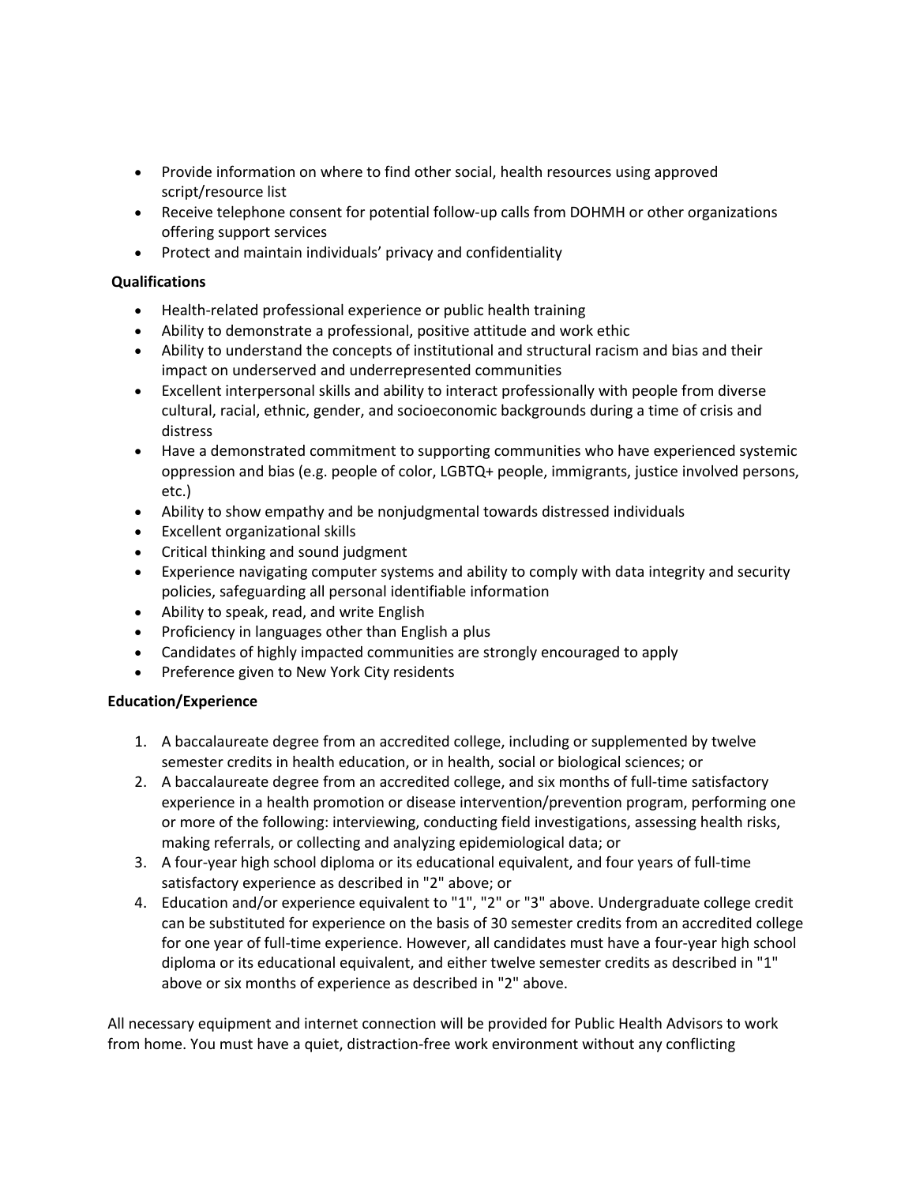- Provide information on where to find other social, health resources using approved script/resource list
- Receive telephone consent for potential follow-up calls from DOHMH or other organizations offering support services
- Protect and maintain individuals' privacy and confidentiality

**Qualifications**

- Health-related professional experience or public health training
- Ability to demonstrate a professional, positive attitude and work ethic
- Ability to understand the concepts of institutional and structural racism and bias and their impact on underserved and underrepresented communities
- Excellent interpersonal skills and ability to interact professionally with people from diverse cultural, racial, ethnic, gender, and socioeconomic backgrounds during a time of crisis and distress
- Have a demonstrated commitment to supporting communities who have experienced systemic oppression and bias (e.g. people of color, LGBTQ+ people, immigrants, justice involved persons, etc.)
- Ability to show empathy and be nonjudgmental towards distressed individuals
- Excellent organizational skills
- Critical thinking and sound judgment
- Experience navigating computer systems and ability to comply with data integrity and security policies, safeguarding all personal identifiable information
- Ability to speak, read, and write English
- Proficiency in languages other than English a plus
- Candidates of highly impacted communities are strongly encouraged to apply
- Preference given to New York City residents

**Education/Experience**

1. A baccalaureate degree from an accredited college, including or supplemented by twelve semester credits in health education, or in health, social or biological sciences; or
2. A baccalaureate degree from an accredited college, and six months of full-time satisfactory experience in a health promotion or disease intervention/prevention program, performing one or more of the following: interviewing, conducting field investigations, assessing health risks, making referrals, or collecting and analyzing epidemiological data; or
3. A four-year high school diploma or its educational equivalent, and four years of full-time satisfactory experience as described in "2" above; or
4. Education and/or experience equivalent to "1", "2" or "3" above. Undergraduate college credit can be substituted for experience on the basis of 30 semester credits from an accredited college for one year of full-time experience. However, all candidates must have a four-year high school diploma or its educational equivalent, and either twelve semester credits as described in "1" above or six months of experience as described in "2" above.

All necessary equipment and internet connection will be provided for Public Health Advisors to work from home. You must have a quiet, distraction-free work environment without any conflicting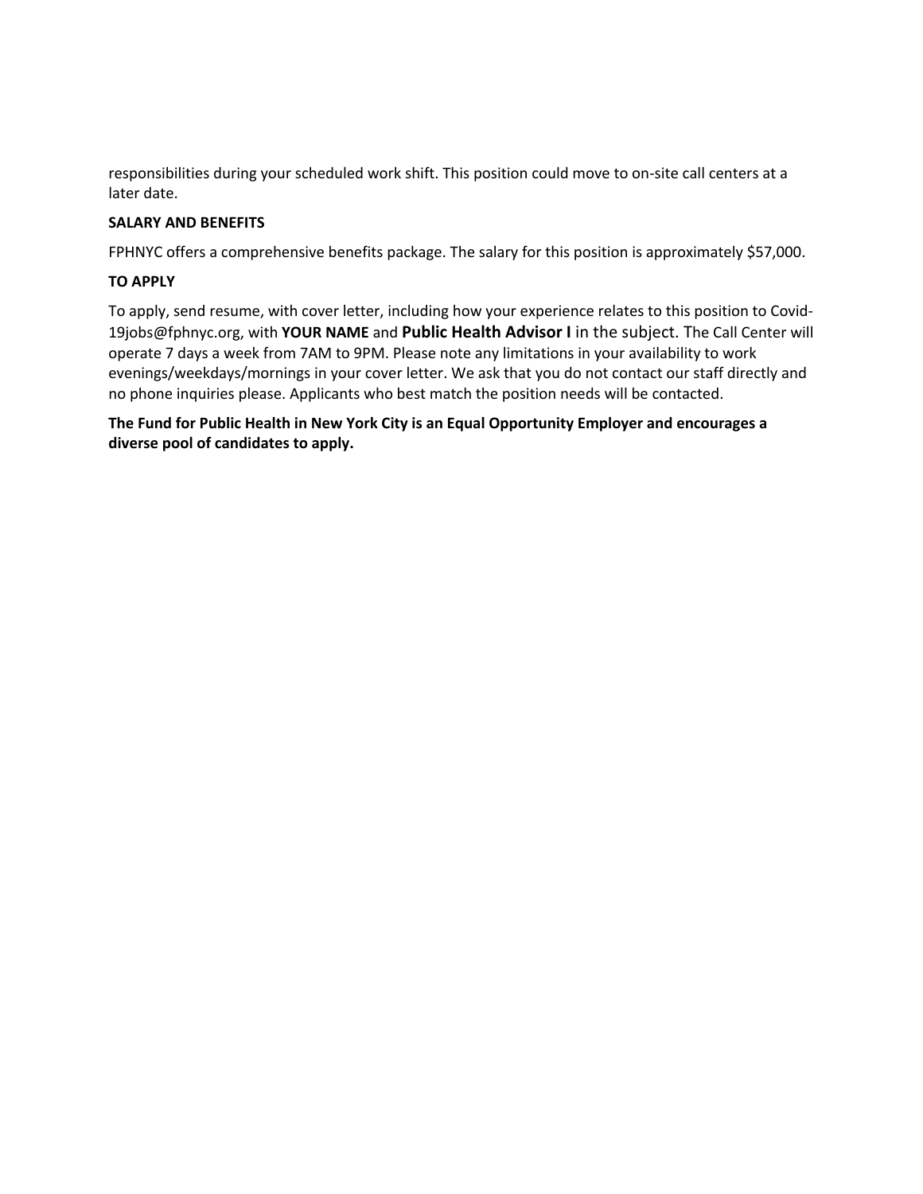responsibilities during your scheduled work shift. This position could move to on-site call centers at a later date.

**SALARY AND BENEFITS**

FPHNYC offers a comprehensive benefits package. The salary for this position is approximately $57,000.

**TO APPLY**

To apply, send resume, with cover letter, including how your experience relates to this position to Covid-19jobs@fphnyc.org, with **YOUR NAME** and **Public Health Advisor I** in the subject. The Call Center will operate 7 days a week from 7AM to 9PM. Please note any limitations in your availability to work evenings/weekdays/mornings in your cover letter. We ask that you do not contact our staff directly and no phone inquiries please. Applicants who best match the position needs will be contacted.

**The Fund for Public Health in New York City is an Equal Opportunity Employer and encourages a diverse pool of candidates to apply.**